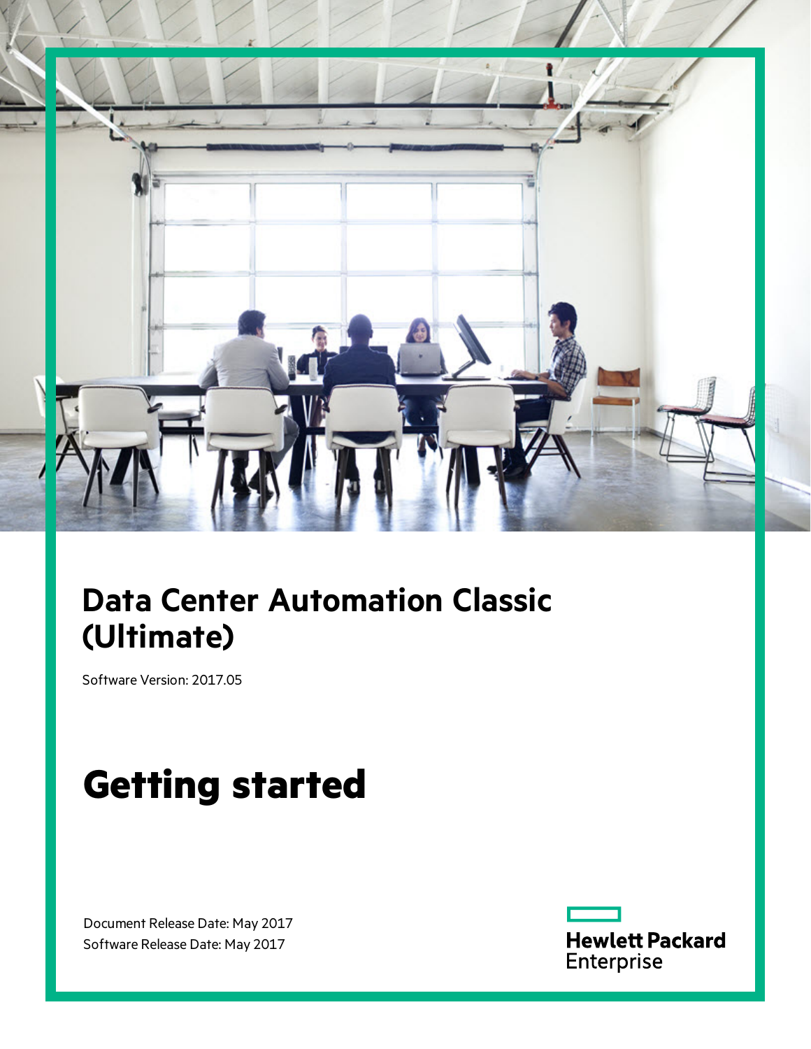# Data Center Automation Classic (Ultimate)

Software Version: 2017.05

# Getting started

Document Release Date: May 2017

Software Release Date: May 2017

Hewlett Packard Enterprise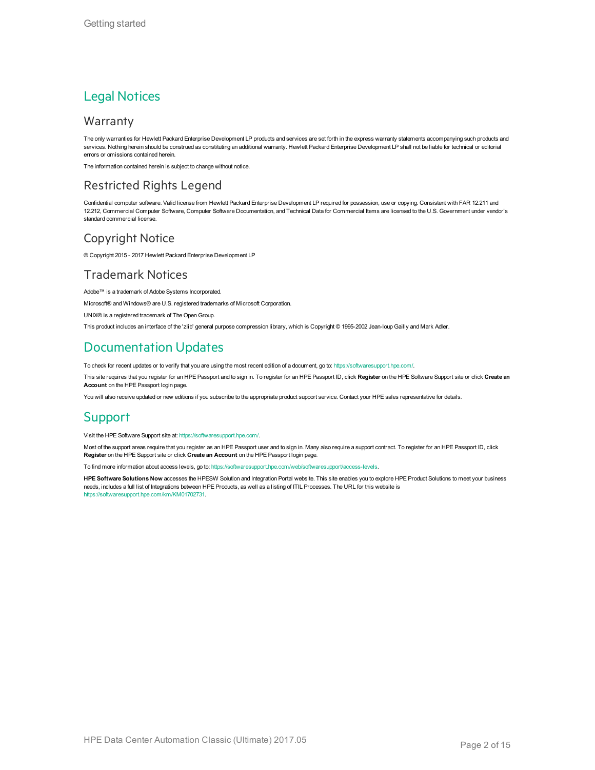# Legal Notices

## Warranty

The only warranties for Hewlett Packard Enterprise Development LP products and services are set forth in the express warranty statements accompanying such products and services. Nothing herein should be construed as constituting an additional warranty. Hewlett Packard Enterprise Development LP shall not be liable for technical or editorial errors or omissions contained herein.

The information contained herein is subject to change without notice.

## Restricted Rights Legend

Confidential computer software. Valid license from Hewlett Packard Enterprise Development LP required for possession, use or copying. Consistent with FAR 12.211 and 12.212, Commercial Computer Software, Computer Software Documentation, and Technical Data for Commercial Items are licensed to the U.S. Government under vendor's standard commercial license.

## Copyright Notice

© Copyright 2015 - 2017 Hewlett Packard Enterprise Development LP

## Trademark Notices

Adobe™ is a trademark of Adobe Systems Incorporated.

Microsoft® and Windows® are U.S. registered trademarks of Microsoft Corporation.

UNIX® is a registered trademark of The Open Group.

This product includes an interface of the 'zlib' general purpose compression library, which is Copyright © 1995-2002 Jean-loup Gailly and Mark Adler.

# Documentation Updates

To check for recent updates or to verify that you are using the most recent edition of a document, go to: https://softwaresupport.hpe.com/.

This site requires that you register for an HPE Passport and to sign in. To register for an HPE Passport ID, click **Register** on the HPE Software Support site or click **Create an Account** on the HPE Passport login page.

You will also receive updated or new editions if you subscribe to the appropriate product support service. Contact your HPE sales representative for details.

# Support

Visit the HPE Software Support site at: https://softwaresupport.hpe.com/.

Most of the support areas require that you register as an HPE Passport user and to sign in. Many also require a support contract. To register for an HPE Passport ID, click **Register** on the HPE Support site or click **Create an Account** on the HPE Passport login page.

To find more information about access levels, go to: https://softwaresupport.hpe.com/web/softwaresupport/access-levels.

**HPE Software Solutions Now** accesses the HPESW Solution and Integration Portal website. This site enables you to explore HPE Product Solutions to meet your business needs, includes a full list of Integrations between HPE Products, as well as a listing of ITIL Processes. The URL for this website is https://softwaresupport.hpe.com/km/KM01702731.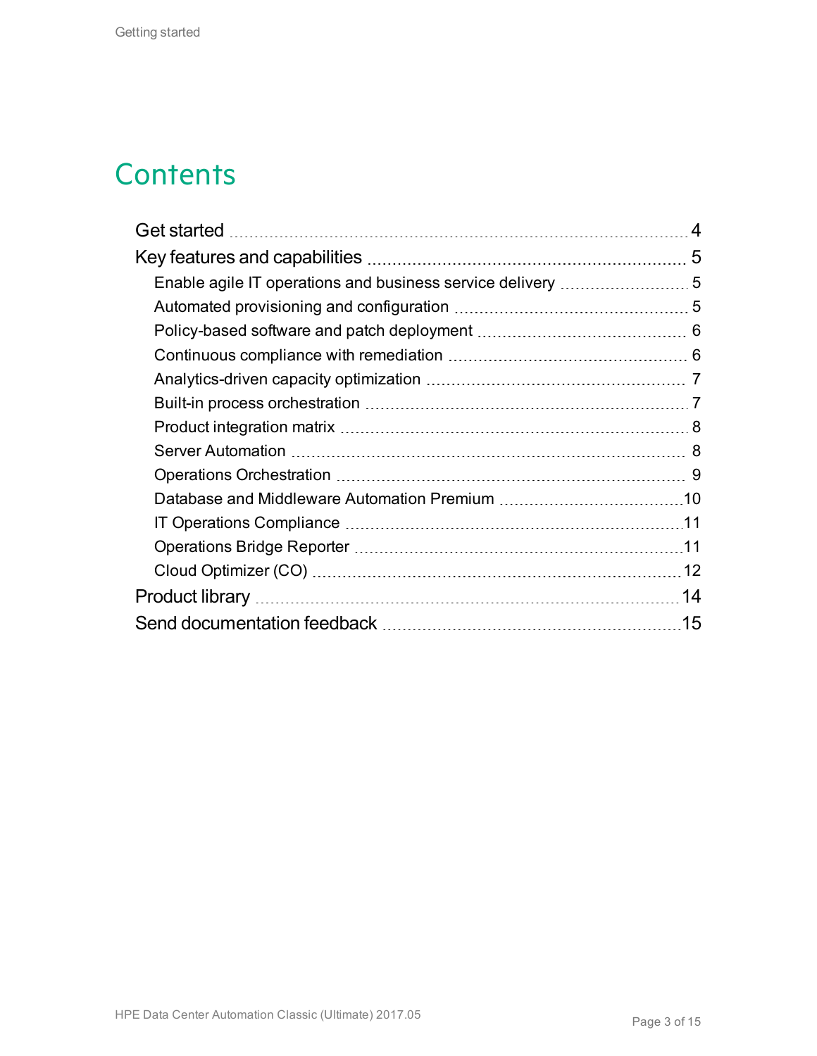# Contents

- Get started ... 4
- Key features and capabilities ... 5
  - Enable agile IT operations and business service delivery ... 5
  - Automated provisioning and configuration ... 5
  - Policy-based software and patch deployment ... 6
  - Continuous compliance with remediation ... 6
  - Analytics-driven capacity optimization ... 7
  - Built-in process orchestration ... 7
  - Product integration matrix ... 8
  - Server Automation ... 8
  - Operations Orchestration ... 9
  - Database and Middleware Automation Premium ... 10
  - IT Operations Compliance ... 11
  - Operations Bridge Reporter ... 11
  - Cloud Optimizer (CO) ... 12
- Product library ... 14
- Send documentation feedback ... 15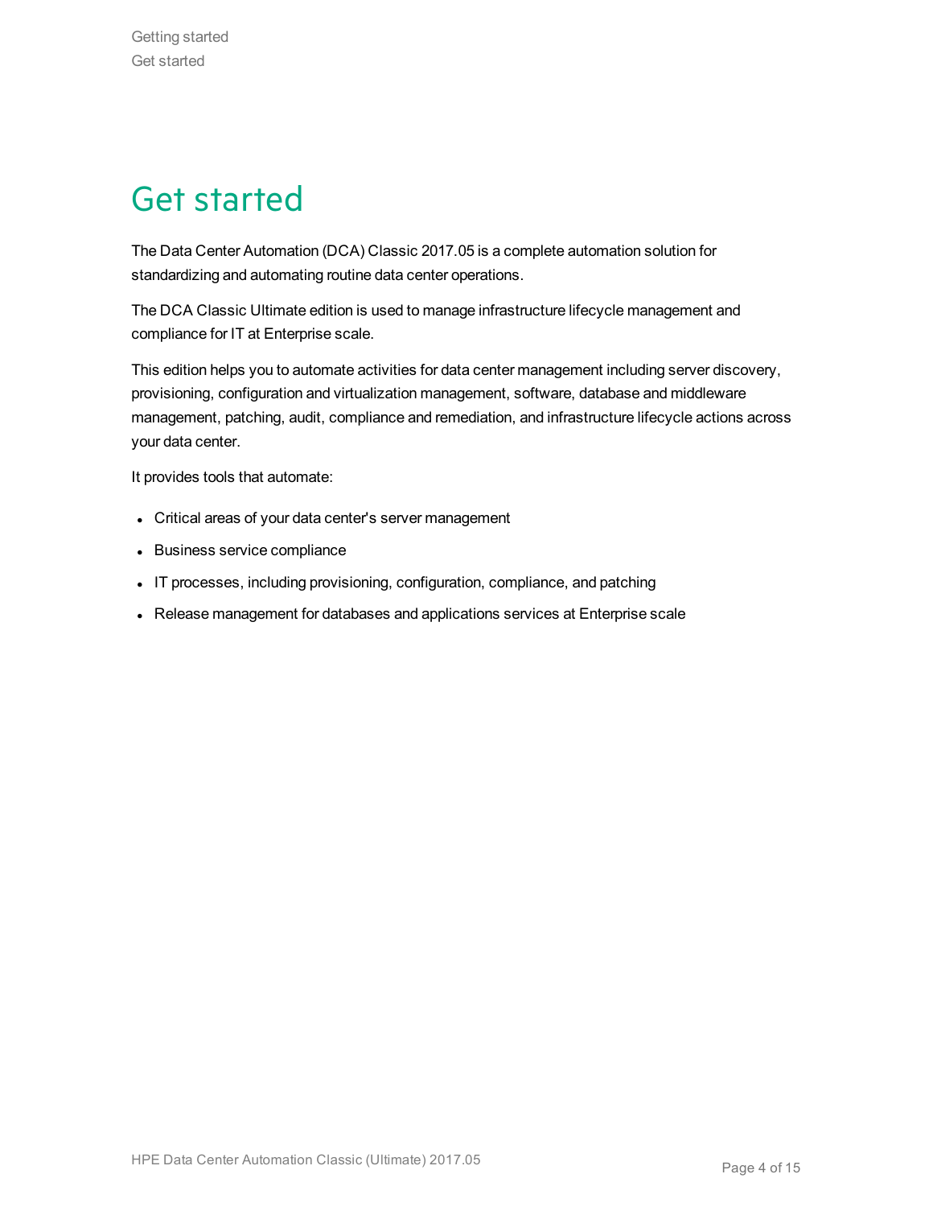# Get started

The Data Center Automation (DCA) Classic 2017.05 is a complete automation solution for standardizing and automating routine data center operations.

The DCA Classic Ultimate edition is used to manage infrastructure lifecycle management and compliance for IT at Enterprise scale.

This edition helps you to automate activities for data center management including server discovery, provisioning, configuration and virtualization management, software, database and middleware management, patching, audit, compliance and remediation, and infrastructure lifecycle actions across your data center.

It provides tools that automate:

- Critical areas of your data center's server management
- Business service compliance
- IT processes, including provisioning, configuration, compliance, and patching
- Release management for databases and applications services at Enterprise scale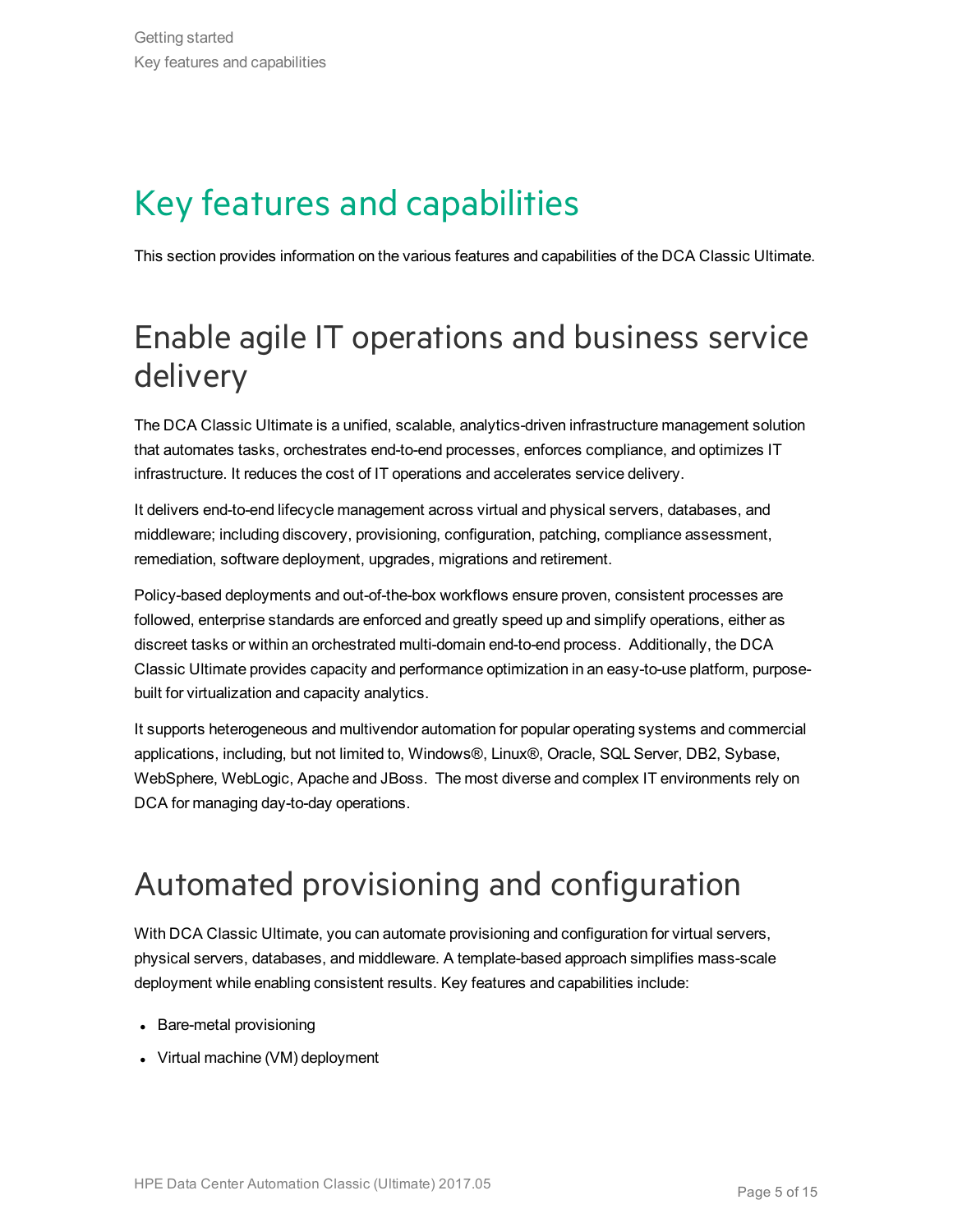# Key features and capabilities

This section provides information on the various features and capabilities of the DCA Classic Ultimate.

## Enable agile IT operations and business service delivery

The DCA Classic Ultimate is a unified, scalable, analytics-driven infrastructure management solution that automates tasks, orchestrates end-to-end processes, enforces compliance, and optimizes IT infrastructure. It reduces the cost of IT operations and accelerates service delivery.

It delivers end-to-end lifecycle management across virtual and physical servers, databases, and middleware; including discovery, provisioning, configuration, patching, compliance assessment, remediation, software deployment, upgrades, migrations and retirement.

Policy-based deployments and out-of-the-box workflows ensure proven, consistent processes are followed, enterprise standards are enforced and greatly speed up and simplify operations, either as discreet tasks or within an orchestrated multi-domain end-to-end process. Additionally, the DCA Classic Ultimate provides capacity and performance optimization in an easy-to-use platform, purpose-built for virtualization and capacity analytics.

It supports heterogeneous and multivendor automation for popular operating systems and commercial applications, including, but not limited to, Windows®, Linux®, Oracle, SQL Server, DB2, Sybase, WebSphere, WebLogic, Apache and JBoss. The most diverse and complex IT environments rely on DCA for managing day-to-day operations.

## Automated provisioning and configuration

With DCA Classic Ultimate, you can automate provisioning and configuration for virtual servers, physical servers, databases, and middleware. A template-based approach simplifies mass-scale deployment while enabling consistent results. Key features and capabilities include:

- Bare-metal provisioning
- Virtual machine (VM) deployment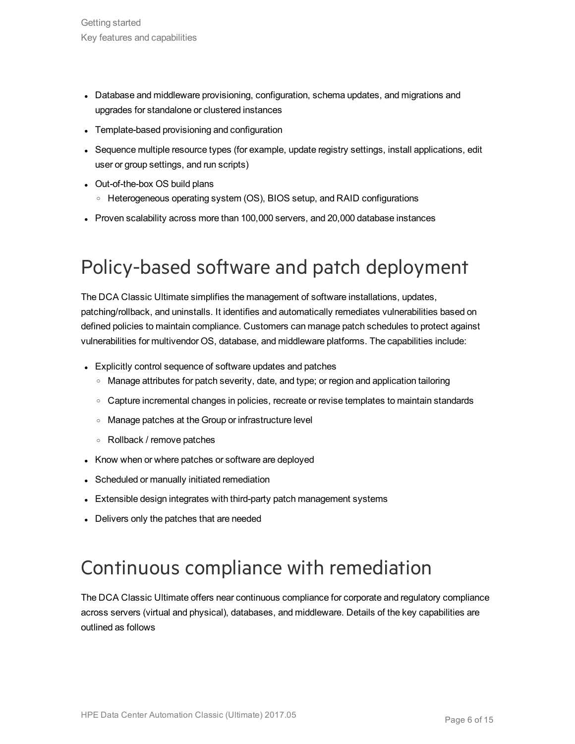- Database and middleware provisioning, configuration, schema updates, and migrations and upgrades for standalone or clustered instances
- Template-based provisioning and configuration
- Sequence multiple resource types (for example, update registry settings, install applications, edit user or group settings, and run scripts)
- Out-of-the-box OS build plans
  - Heterogeneous operating system (OS), BIOS setup, and RAID configurations
- Proven scalability across more than 100,000 servers, and 20,000 database instances

# Policy-based software and patch deployment

The DCA Classic Ultimate simplifies the management of software installations, updates, patching/rollback, and uninstalls. It identifies and automatically remediates vulnerabilities based on defined policies to maintain compliance. Customers can manage patch schedules to protect against vulnerabilities for multivendor OS, database, and middleware platforms. The capabilities include:

- Explicitly control sequence of software updates and patches
  - Manage attributes for patch severity, date, and type; or region and application tailoring
  - Capture incremental changes in policies, recreate or revise templates to maintain standards
  - Manage patches at the Group or infrastructure level
  - Rollback / remove patches
- Know when or where patches or software are deployed
- Scheduled or manually initiated remediation
- Extensible design integrates with third-party patch management systems
- Delivers only the patches that are needed

# Continuous compliance with remediation

The DCA Classic Ultimate offers near continuous compliance for corporate and regulatory compliance across servers (virtual and physical), databases, and middleware. Details of the key capabilities are outlined as follows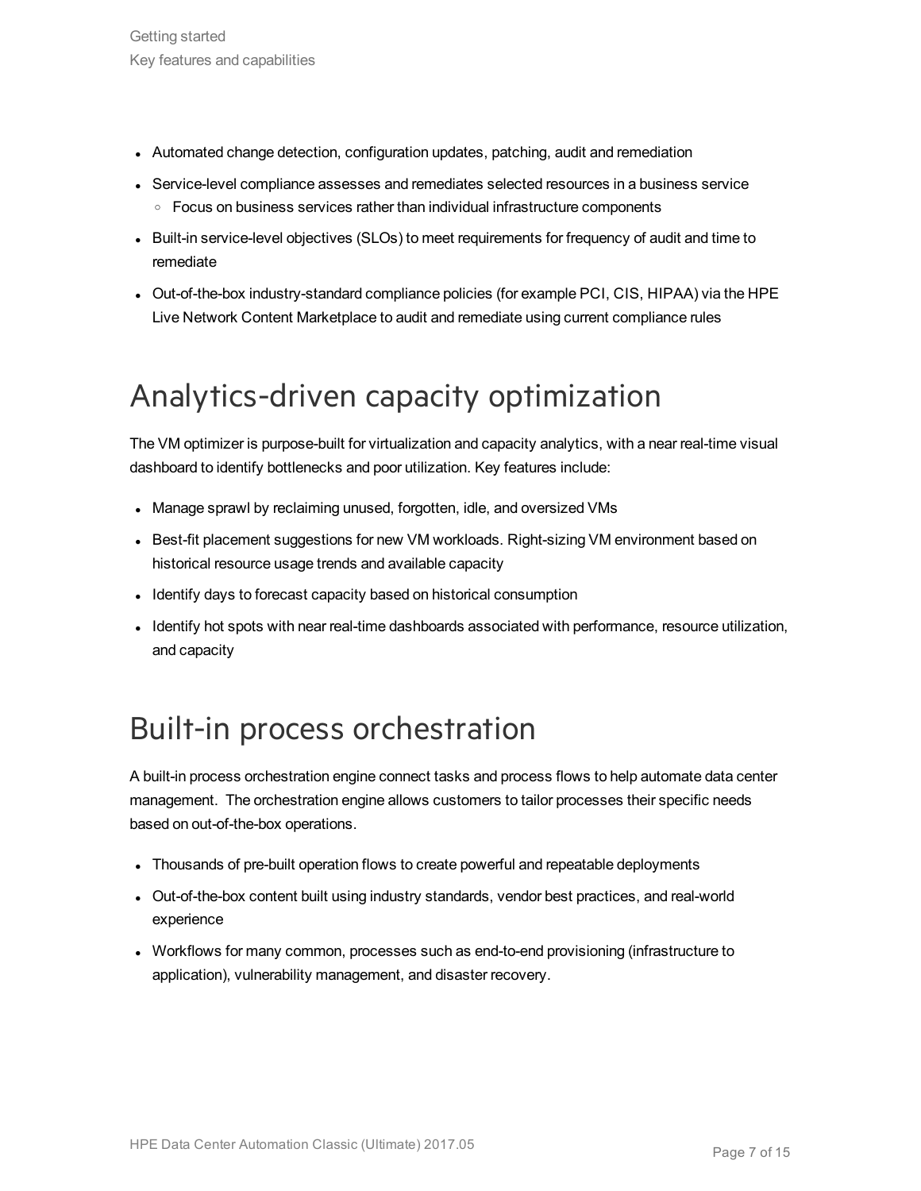- Automated change detection, configuration updates, patching, audit and remediation
- Service-level compliance assesses and remediates selected resources in a business service
  - Focus on business services rather than individual infrastructure components
- Built-in service-level objectives (SLOs) to meet requirements for frequency of audit and time to remediate
- Out-of-the-box industry-standard compliance policies (for example PCI, CIS, HIPAA) via the HPE Live Network Content Marketplace to audit and remediate using current compliance rules

# Analytics-driven capacity optimization

The VM optimizer is purpose-built for virtualization and capacity analytics, with a near real-time visual dashboard to identify bottlenecks and poor utilization. Key features include:

- Manage sprawl by reclaiming unused, forgotten, idle, and oversized VMs
- Best-fit placement suggestions for new VM workloads. Right-sizing VM environment based on historical resource usage trends and available capacity
- Identify days to forecast capacity based on historical consumption
- Identify hot spots with near real-time dashboards associated with performance, resource utilization, and capacity

# Built-in process orchestration

A built-in process orchestration engine connect tasks and process flows to help automate data center management. The orchestration engine allows customers to tailor processes their specific needs based on out-of-the-box operations.

- Thousands of pre-built operation flows to create powerful and repeatable deployments
- Out-of-the-box content built using industry standards, vendor best practices, and real-world experience
- Workflows for many common, processes such as end-to-end provisioning (infrastructure to application), vulnerability management, and disaster recovery.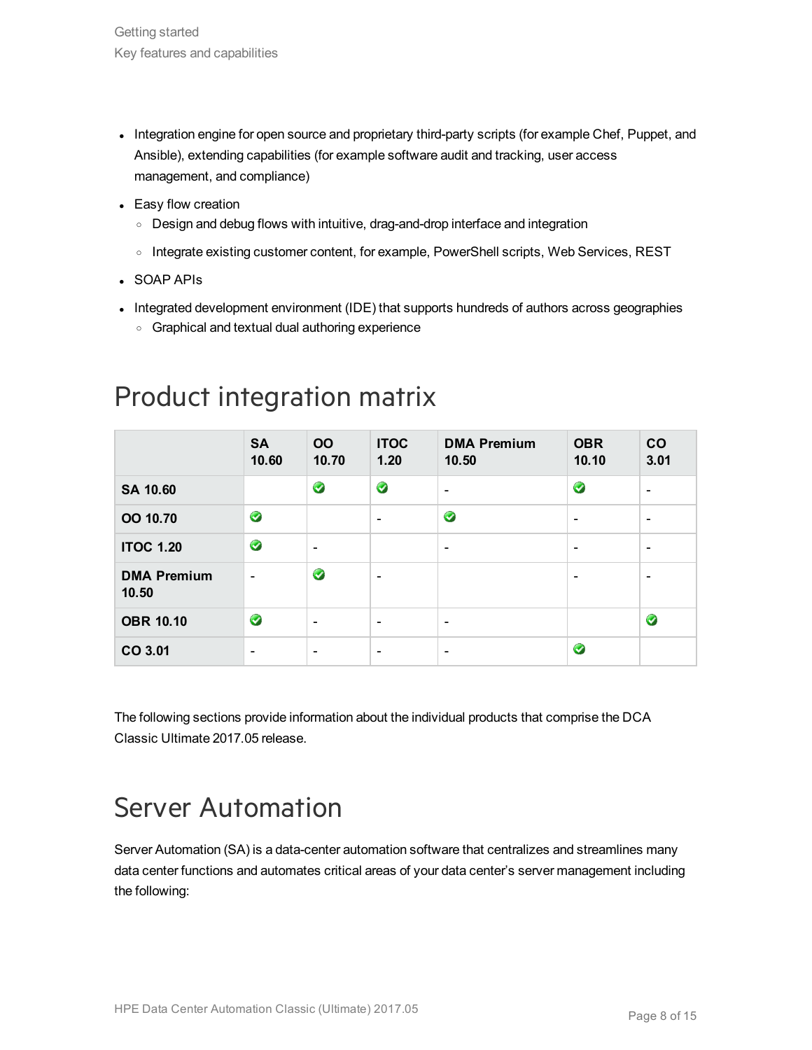- Integration engine for open source and proprietary third-party scripts (for example Chef, Puppet, and Ansible), extending capabilities (for example software audit and tracking, user access management, and compliance)
- Easy flow creation
  - Design and debug flows with intuitive, drag-and-drop interface and integration
  - Integrate existing customer content, for example, PowerShell scripts, Web Services, REST
- SOAP APIs
- Integrated development environment (IDE) that supports hundreds of authors across geographies
  - Graphical and textual dual authoring experience

# Product integration matrix

| | **SA 10.60** | **OO 10.70** | **ITOC 1.20** | **DMA Premium 10.50** | **OBR 10.10** | **CO 3.01** |
|---|---|---|---|---|---|---|
| **SA 10.60** | | ✔ | ✔ | - | ✔ | - |
| **OO 10.70** | ✔ | | - | ✔ | - | - |
| **ITOC 1.20** | ✔ | - | | - | - | - |
| **DMA Premium 10.50** | - | ✔ | - | | - | - |
| **OBR 10.10** | ✔ | - | - | - | | ✔ |
| **CO 3.01** | - | - | - | - | ✔ | |

The following sections provide information about the individual products that comprise the DCA Classic Ultimate 2017.05 release.

# Server Automation

Server Automation (SA) is a data-center automation software that centralizes and streamlines many data center functions and automates critical areas of your data center's server management including the following: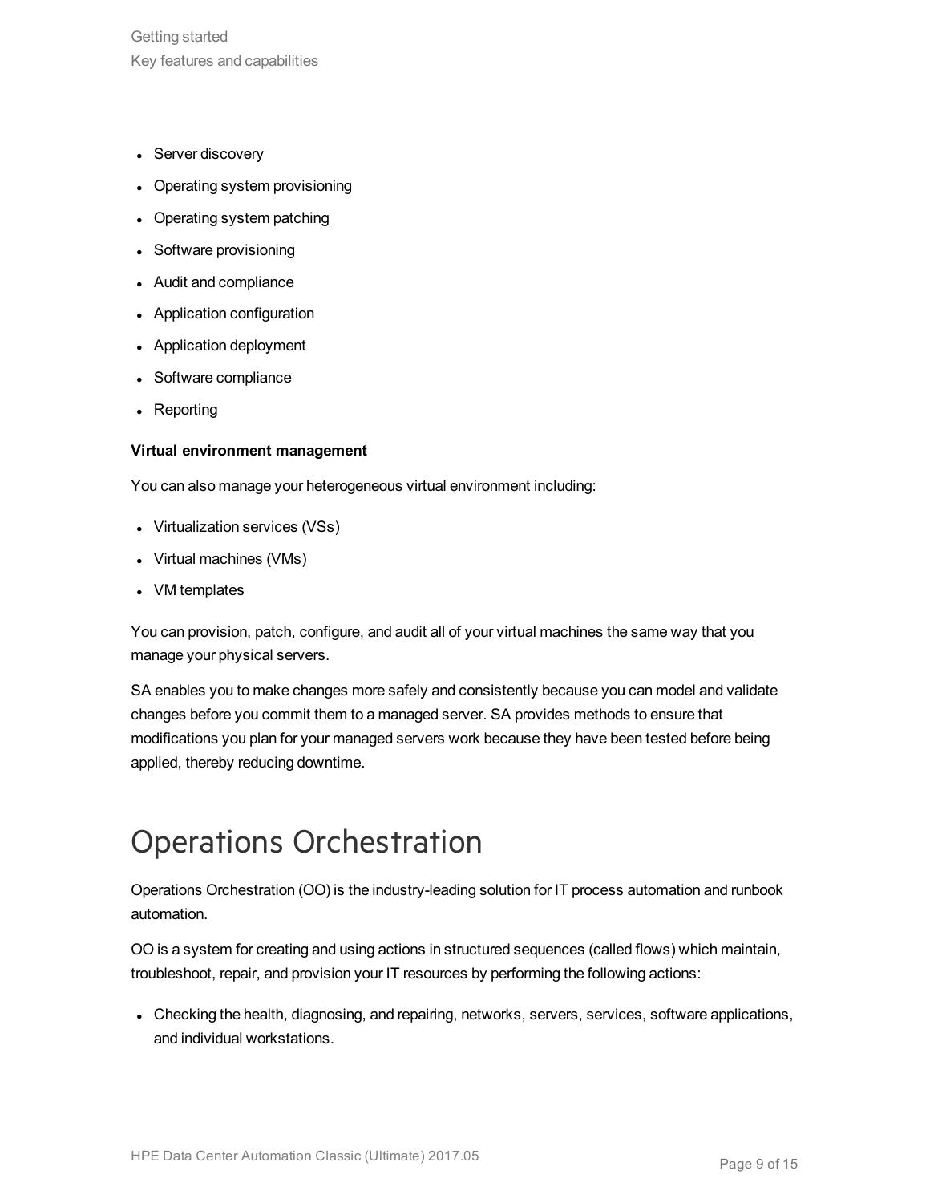- Server discovery
- Operating system provisioning
- Operating system patching
- Software provisioning
- Audit and compliance
- Application configuration
- Application deployment
- Software compliance
- Reporting

**Virtual environment management**

You can also manage your heterogeneous virtual environment including:

- Virtualization services (VSs)
- Virtual machines (VMs)
- VM templates

You can provision, patch, configure, and audit all of your virtual machines the same way that you manage your physical servers.

SA enables you to make changes more safely and consistently because you can model and validate changes before you commit them to a managed server. SA provides methods to ensure that modifications you plan for your managed servers work because they have been tested before being applied, thereby reducing downtime.

# Operations Orchestration

Operations Orchestration (OO) is the industry-leading solution for IT process automation and runbook automation.

OO is a system for creating and using actions in structured sequences (called flows) which maintain, troubleshoot, repair, and provision your IT resources by performing the following actions:

- Checking the health, diagnosing, and repairing, networks, servers, services, software applications, and individual workstations.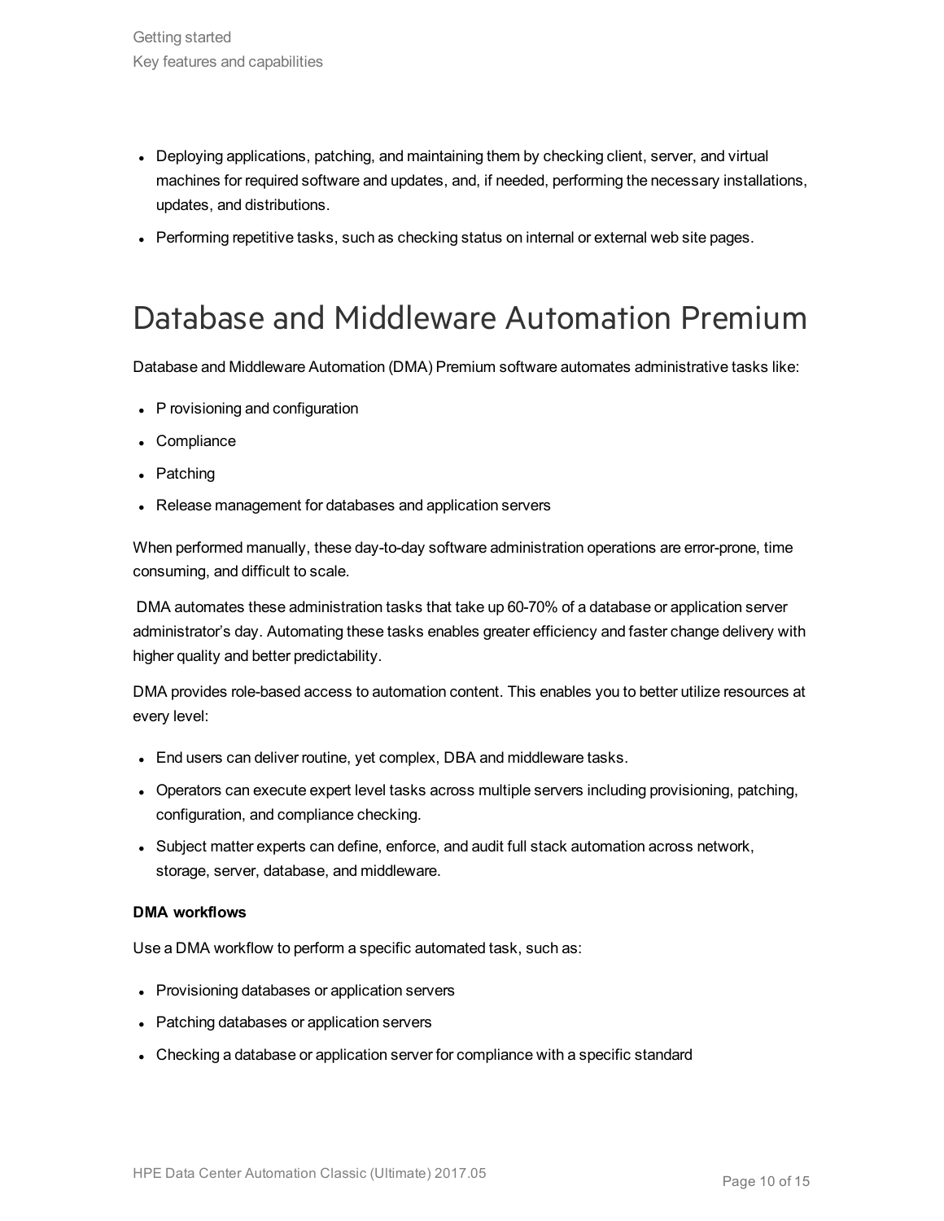- Deploying applications, patching, and maintaining them by checking client, server, and virtual machines for required software and updates, and, if needed, performing the necessary installations, updates, and distributions.
- Performing repetitive tasks, such as checking status on internal or external web site pages.

# Database and Middleware Automation Premium

Database and Middleware Automation (DMA) Premium software automates administrative tasks like:

- P rovisioning and configuration
- Compliance
- Patching
- Release management for databases and application servers

When performed manually, these day-to-day software administration operations are error-prone, time consuming, and difficult to scale.

DMA automates these administration tasks that take up 60-70% of a database or application server administrator's day. Automating these tasks enables greater efficiency and faster change delivery with higher quality and better predictability.

DMA provides role-based access to automation content. This enables you to better utilize resources at every level:

- End users can deliver routine, yet complex, DBA and middleware tasks.
- Operators can execute expert level tasks across multiple servers including provisioning, patching, configuration, and compliance checking.
- Subject matter experts can define, enforce, and audit full stack automation across network, storage, server, database, and middleware.

**DMA workflows**

Use a DMA workflow to perform a specific automated task, such as:

- Provisioning databases or application servers
- Patching databases or application servers
- Checking a database or application server for compliance with a specific standard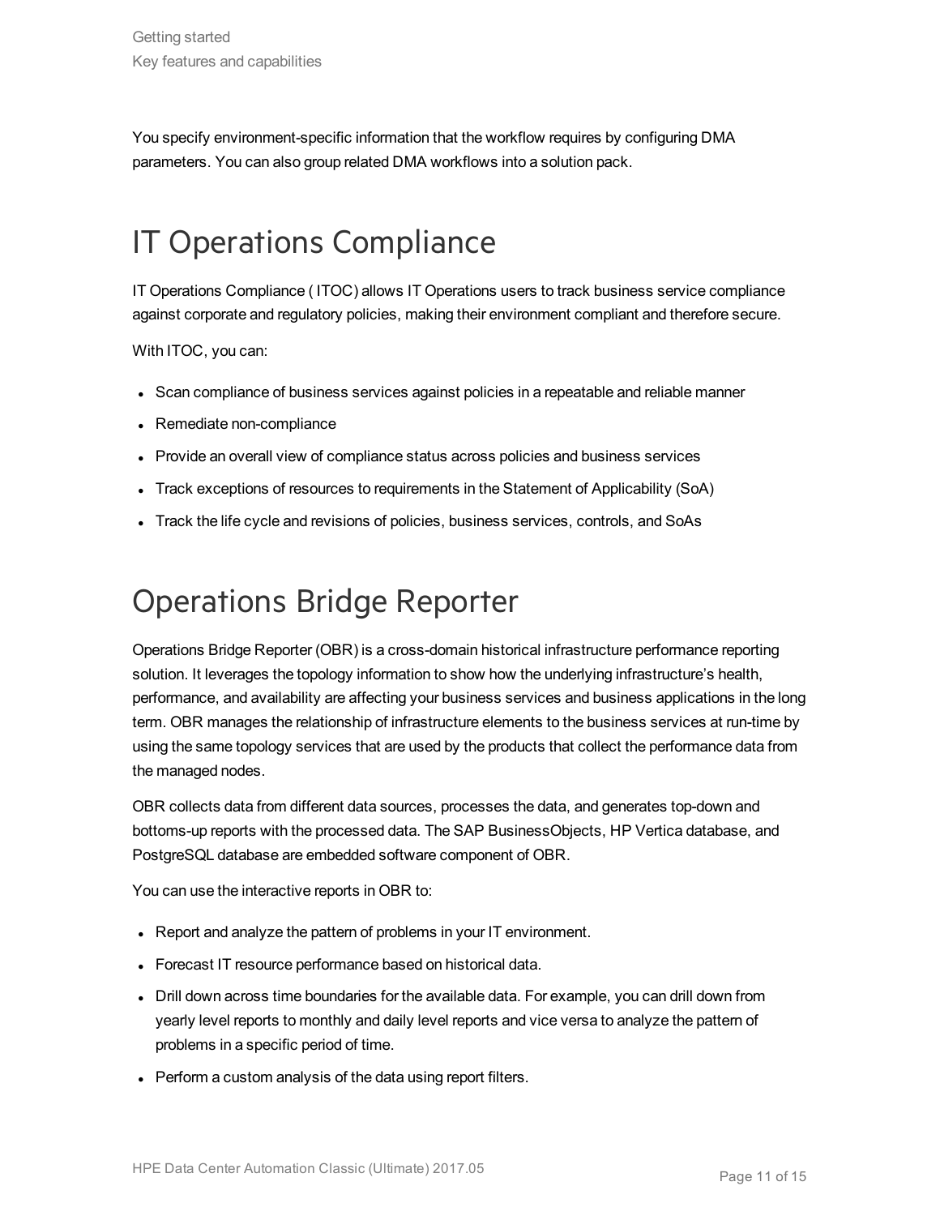You specify environment-specific information that the workflow requires by configuring DMA parameters. You can also group related DMA workflows into a solution pack.

# IT Operations Compliance

IT Operations Compliance ( ITOC) allows IT Operations users to track business service compliance against corporate and regulatory policies, making their environment compliant and therefore secure.

With ITOC, you can:

- Scan compliance of business services against policies in a repeatable and reliable manner
- Remediate non-compliance
- Provide an overall view of compliance status across policies and business services
- Track exceptions of resources to requirements in the Statement of Applicability (SoA)
- Track the life cycle and revisions of policies, business services, controls, and SoAs

# Operations Bridge Reporter

Operations Bridge Reporter (OBR) is a cross-domain historical infrastructure performance reporting solution. It leverages the topology information to show how the underlying infrastructure's health, performance, and availability are affecting your business services and business applications in the long term. OBR manages the relationship of infrastructure elements to the business services at run-time by using the same topology services that are used by the products that collect the performance data from the managed nodes.

OBR collects data from different data sources, processes the data, and generates top-down and bottoms-up reports with the processed data. The SAP BusinessObjects, HP Vertica database, and PostgreSQL database are embedded software component of OBR.

You can use the interactive reports in OBR to:

- Report and analyze the pattern of problems in your IT environment.
- Forecast IT resource performance based on historical data.
- Drill down across time boundaries for the available data. For example, you can drill down from yearly level reports to monthly and daily level reports and vice versa to analyze the pattern of problems in a specific period of time.
- Perform a custom analysis of the data using report filters.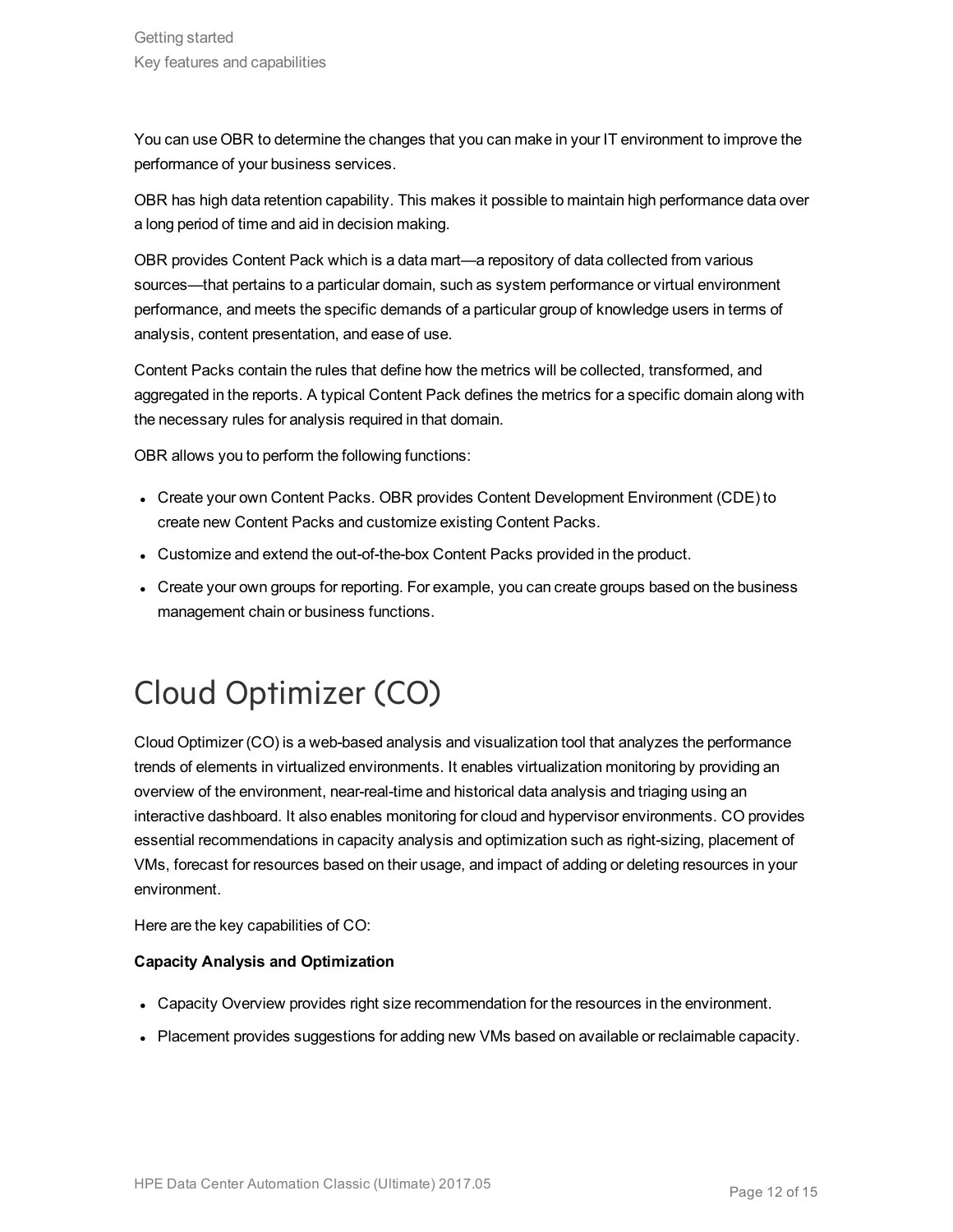You can use OBR to determine the changes that you can make in your IT environment to improve the performance of your business services.

OBR has high data retention capability. This makes it possible to maintain high performance data over a long period of time and aid in decision making.

OBR provides Content Pack which is a data mart—a repository of data collected from various sources—that pertains to a particular domain, such as system performance or virtual environment performance, and meets the specific demands of a particular group of knowledge users in terms of analysis, content presentation, and ease of use.

Content Packs contain the rules that define how the metrics will be collected, transformed, and aggregated in the reports. A typical Content Pack defines the metrics for a specific domain along with the necessary rules for analysis required in that domain.

OBR allows you to perform the following functions:

- Create your own Content Packs. OBR provides Content Development Environment (CDE) to create new Content Packs and customize existing Content Packs.
- Customize and extend the out-of-the-box Content Packs provided in the product.
- Create your own groups for reporting. For example, you can create groups based on the business management chain or business functions.

# Cloud Optimizer (CO)

Cloud Optimizer (CO) is a web-based analysis and visualization tool that analyzes the performance trends of elements in virtualized environments. It enables virtualization monitoring by providing an overview of the environment, near-real-time and historical data analysis and triaging using an interactive dashboard. It also enables monitoring for cloud and hypervisor environments. CO provides essential recommendations in capacity analysis and optimization such as right-sizing, placement of VMs, forecast for resources based on their usage, and impact of adding or deleting resources in your environment.

Here are the key capabilities of CO:

**Capacity Analysis and Optimization**

- Capacity Overview provides right size recommendation for the resources in the environment.
- Placement provides suggestions for adding new VMs based on available or reclaimable capacity.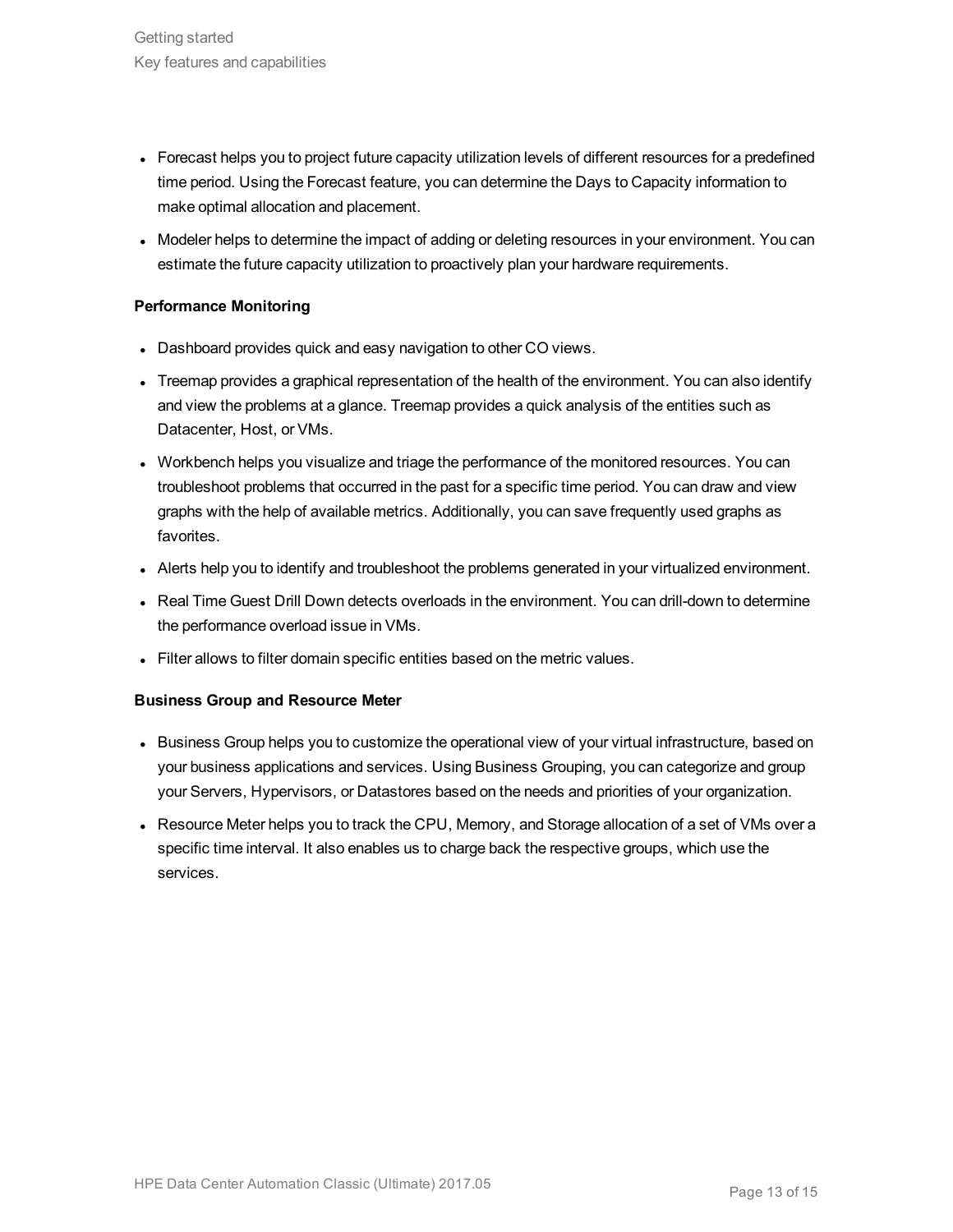- Forecast helps you to project future capacity utilization levels of different resources for a predefined time period. Using the Forecast feature, you can determine the Days to Capacity information to make optimal allocation and placement.
- Modeler helps to determine the impact of adding or deleting resources in your environment. You can estimate the future capacity utilization to proactively plan your hardware requirements.

**Performance Monitoring**

- Dashboard provides quick and easy navigation to other CO views.
- Treemap provides a graphical representation of the health of the environment. You can also identify and view the problems at a glance. Treemap provides a quick analysis of the entities such as Datacenter, Host, or VMs.
- Workbench helps you visualize and triage the performance of the monitored resources. You can troubleshoot problems that occurred in the past for a specific time period. You can draw and view graphs with the help of available metrics. Additionally, you can save frequently used graphs as favorites.
- Alerts help you to identify and troubleshoot the problems generated in your virtualized environment.
- Real Time Guest Drill Down detects overloads in the environment. You can drill-down to determine the performance overload issue in VMs.
- Filter allows to filter domain specific entities based on the metric values.

**Business Group and Resource Meter**

- Business Group helps you to customize the operational view of your virtual infrastructure, based on your business applications and services. Using Business Grouping, you can categorize and group your Servers, Hypervisors, or Datastores based on the needs and priorities of your organization.
- Resource Meter helps you to track the CPU, Memory, and Storage allocation of a set of VMs over a specific time interval. It also enables us to charge back the respective groups, which use the services.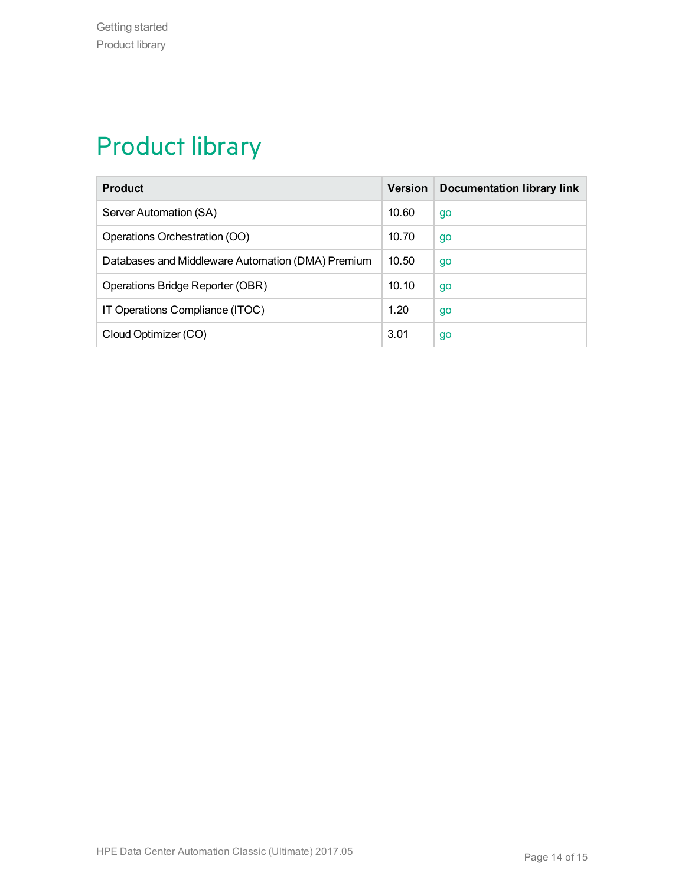# Product library

| Product | Version | Documentation library link |
|---|---|---|
| Server Automation (SA) | 10.60 | go |
| Operations Orchestration (OO) | 10.70 | go |
| Databases and Middleware Automation (DMA) Premium | 10.50 | go |
| Operations Bridge Reporter (OBR) | 10.10 | go |
| IT Operations Compliance (ITOC) | 1.20 | go |
| Cloud Optimizer (CO) | 3.01 | go |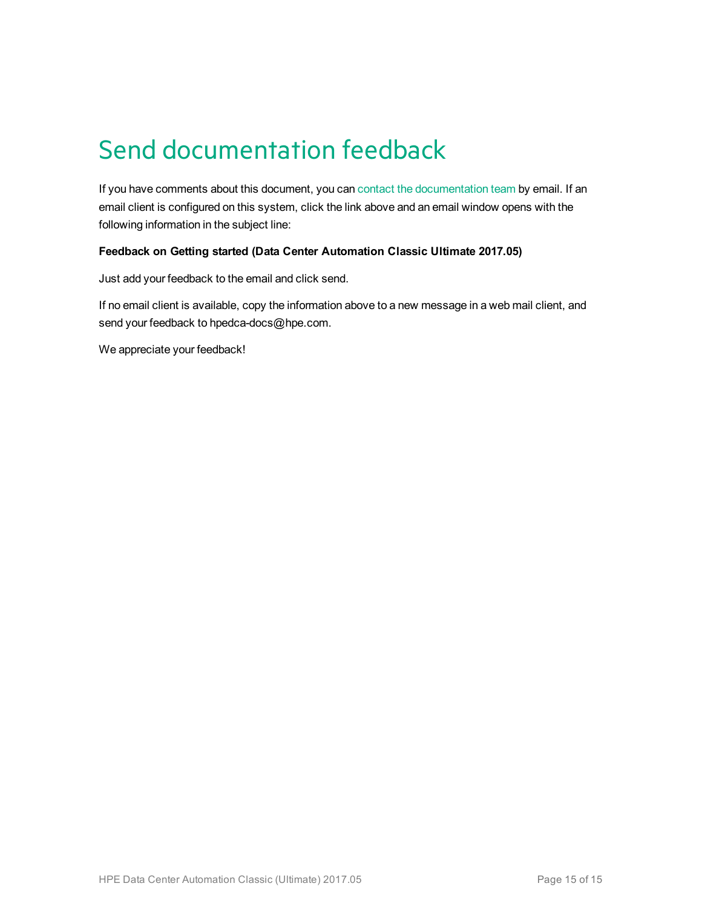# Send documentation feedback

If you have comments about this document, you can contact the documentation team by email. If an email client is configured on this system, click the link above and an email window opens with the following information in the subject line:

**Feedback on Getting started (Data Center Automation Classic Ultimate 2017.05)**

Just add your feedback to the email and click send.

If no email client is available, copy the information above to a new message in a web mail client, and send your feedback to hpedca-docs@hpe.com.

We appreciate your feedback!